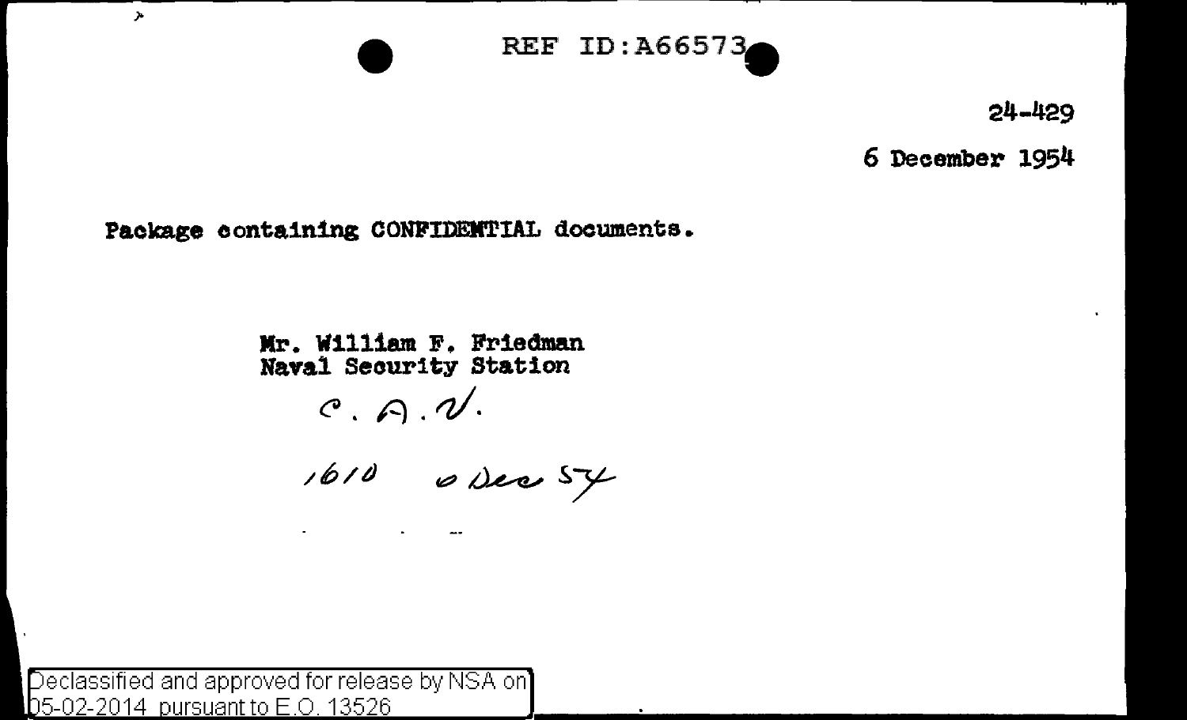REF ID:A66573

24-429

6 December 1954

Package containing CONFIDENTIAL documents.

Mr. William F. Friedman
Naval Security Station

C. A. V.

1610 6 Dec 54

Declassified and approved for release by NSA on 05-02-2014 pursuant to E.O. 13526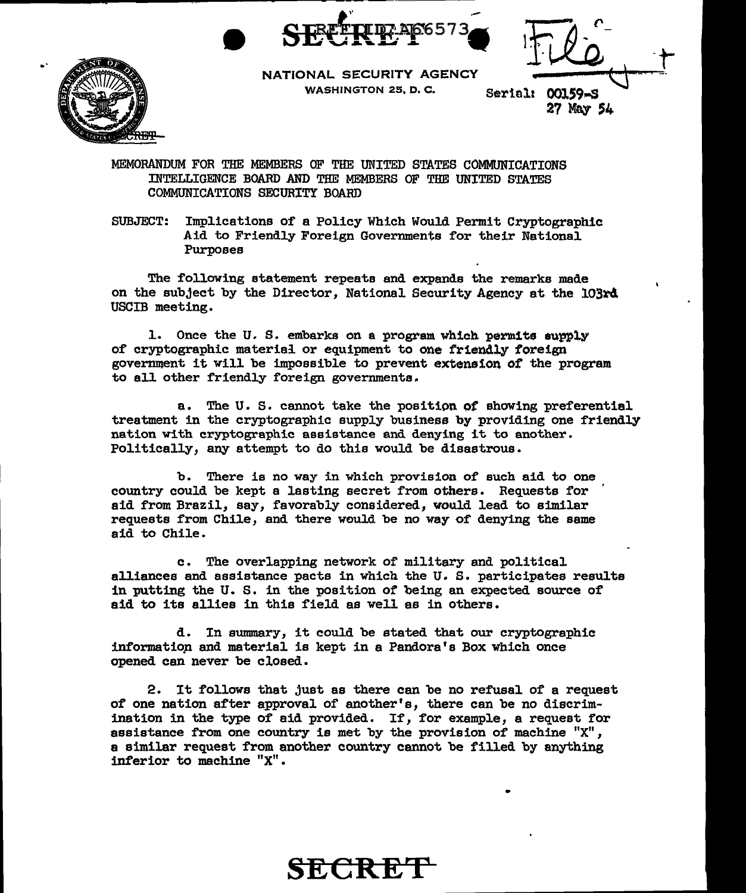SECRET

NATIONAL SECURITY AGENCY
WASHINGTON 25, D. C.

Serial: 00159-S
27 May 54

MEMORANDUM FOR THE MEMBERS OF THE UNITED STATES COMMUNICATIONS INTELLIGENCE BOARD AND THE MEMBERS OF THE UNITED STATES COMMUNICATIONS SECURITY BOARD

SUBJECT: Implications of a Policy Which Would Permit Cryptographic Aid to Friendly Foreign Governments for their National Purposes

The following statement repeats and expands the remarks made on the subject by the Director, National Security Agency at the 103rd USCIB meeting.

1. Once the U. S. embarks on a program which permits supply of cryptographic material or equipment to one friendly foreign government it will be impossible to prevent extension of the program to all other friendly foreign governments.

   a. The U. S. cannot take the position of showing preferential treatment in the cryptographic supply business by providing one friendly nation with cryptographic assistance and denying it to another. Politically, any attempt to do this would be disastrous.

   b. There is no way in which provision of such aid to one country could be kept a lasting secret from others. Requests for aid from Brazil, say, favorably considered, would lead to similar requests from Chile, and there would be no way of denying the same aid to Chile.

   c. The overlapping network of military and political alliances and assistance pacts in which the U. S. participates results in putting the U. S. in the position of being an expected source of aid to its allies in this field as well as in others.

   d. In summary, it could be stated that our cryptographic information and material is kept in a Pandora's Box which once opened can never be closed.

2. It follows that just as there can be no refusal of a request of one nation after approval of another's, there can be no discrimination in the type of aid provided. If, for example, a request for assistance from one country is met by the provision of machine "X", a similar request from another country cannot be filled by anything inferior to machine "X".

SECRET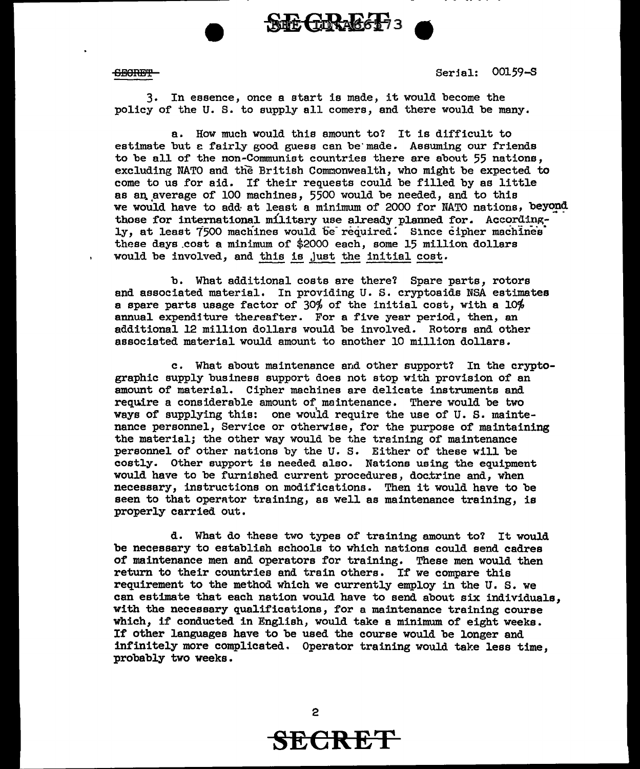SECRET Serial: 00159-S

3. In essence, once a start is made, it would become the policy of the U. S. to supply all comers, and there would be many.

a. How much would this amount to? It is difficult to estimate but a fairly good guess can be made. Assuming our friends to be all of the non-Communist countries there are about 55 nations, excluding NATO and the British Commonwealth, who might be expected to come to us for aid. If their requests could be filled by as little as an average of 100 machines, 5500 would be needed, and to this we would have to add at least a minimum of 2000 for NATO nations, beyond those for international military use already planned for. Accordingly, at least 7500 machines would be required. Since cipher machines these days cost a minimum of $2000 each, some 15 million dollars would be involved, and <u>this is just the initial cost</u>.

b. What additional costs are there? Spare parts, rotors and associated material. In providing U. S. cryptoaids NSA estimates a spare parts usage factor of 30% of the initial cost, with a 10% annual expenditure thereafter. For a five year period, then, an additional 12 million dollars would be involved. Rotors and other associated material would amount to another 10 million dollars.

c. What about maintenance and other support? In the cryptographic supply business support does not stop with provision of an amount of material. Cipher machines are delicate instruments and require a considerable amount of maintenance. There would be two ways of supplying this: one would require the use of U. S. maintenance personnel, Service or otherwise, for the purpose of maintaining the material; the other way would be the training of maintenance personnel of other nations by the U. S. Either of these will be costly. Other support is needed also. Nations using the equipment would have to be furnished current procedures, doctrine and, when necessary, instructions on modifications. Then it would have to be seen to that operator training, as well as maintenance training, is properly carried out.

d. What do these two types of training amount to? It would be necessary to establish schools to which nations could send cadres of maintenance men and operators for training. These men would then return to their countries and train others. If we compare this requirement to the method which we currently employ in the U. S. we can estimate that each nation would have to send about six individuals, with the necessary qualifications, for a maintenance training course which, if conducted in English, would take a minimum of eight weeks. If other languages have to be used the course would be longer and infinitely more complicated. Operator training would take less time, probably two weeks.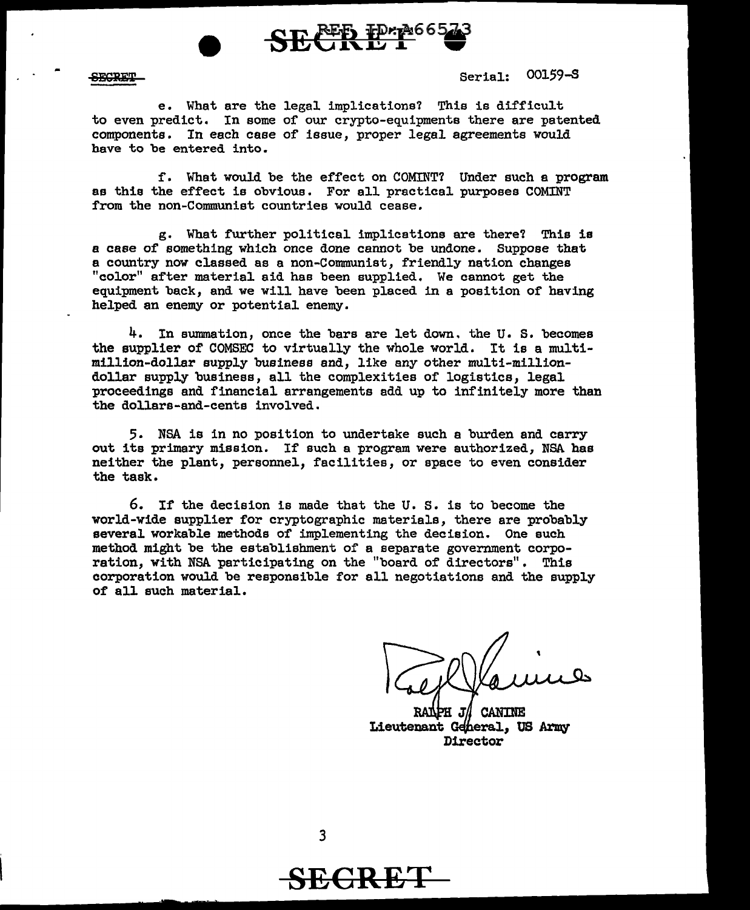Serial: 00159-S

e. What are the legal implications? This is difficult to even predict. In some of our crypto-equipments there are patented components. In each case of issue, proper legal agreements would have to be entered into.

f. What would be the effect on COMINT? Under such a program as this the effect is obvious. For all practical purposes COMINT from the non-Communist countries would cease.

g. What further political implications are there? This is a case of something which once done cannot be undone. Suppose that a country now classed as a non-Communist, friendly nation changes "color" after material aid has been supplied. We cannot get the equipment back, and we will have been placed in a position of having helped an enemy or potential enemy.

4. In summation, once the bars are let down, the U. S. becomes the supplier of COMSEC to virtually the whole world. It is a multi-million-dollar supply business and, like any other multi-million-dollar supply business, all the complexities of logistics, legal proceedings and financial arrangements add up to infinitely more than the dollars-and-cents involved.

5. NSA is in no position to undertake such a burden and carry out its primary mission. If such a program were authorized, NSA has neither the plant, personnel, facilities, or space to even consider the task.

6. If the decision is made that the U. S. is to become the world-wide supplier for cryptographic materials, there are probably several workable methods of implementing the decision. One such method might be the establishment of a separate government corporation, with NSA participating on the "board of directors". This corporation would be responsible for all negotiations and the supply of all such material.

RALPH J. CANINE
Lieutenant General, US Army
Director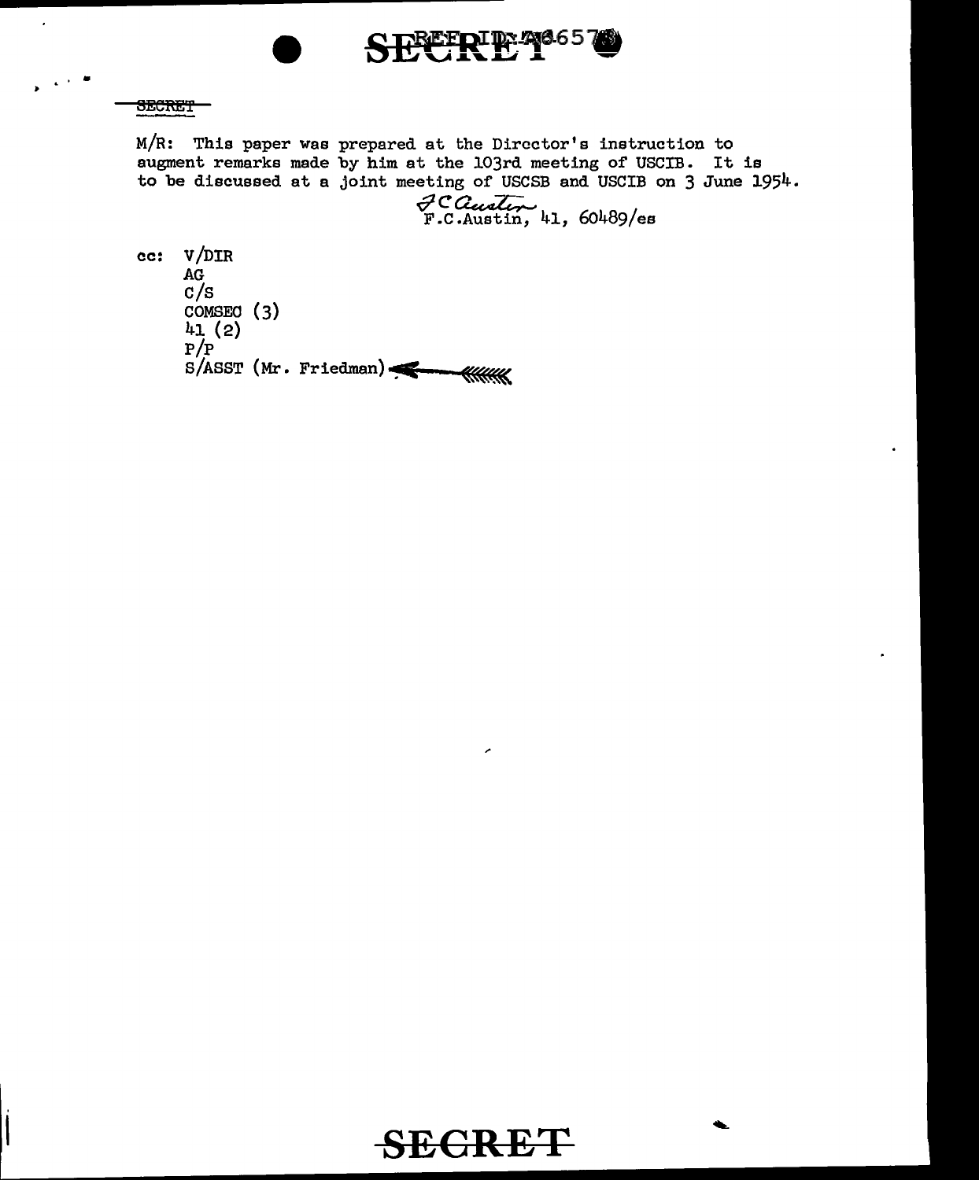SECRET

M/R: This paper was prepared at the Director's instruction to augment remarks made by him at the 103rd meeting of USCIB. It is to be discussed at a joint meeting of USCSB and USCIB on 3 June 1954.

F C Austin
F.C.Austin, 41, 60489/es

cc: V/DIR
AG
C/S
COMSEC (3)
41 (2)
P/P
S/ASST (Mr. Friedman)

SECRET